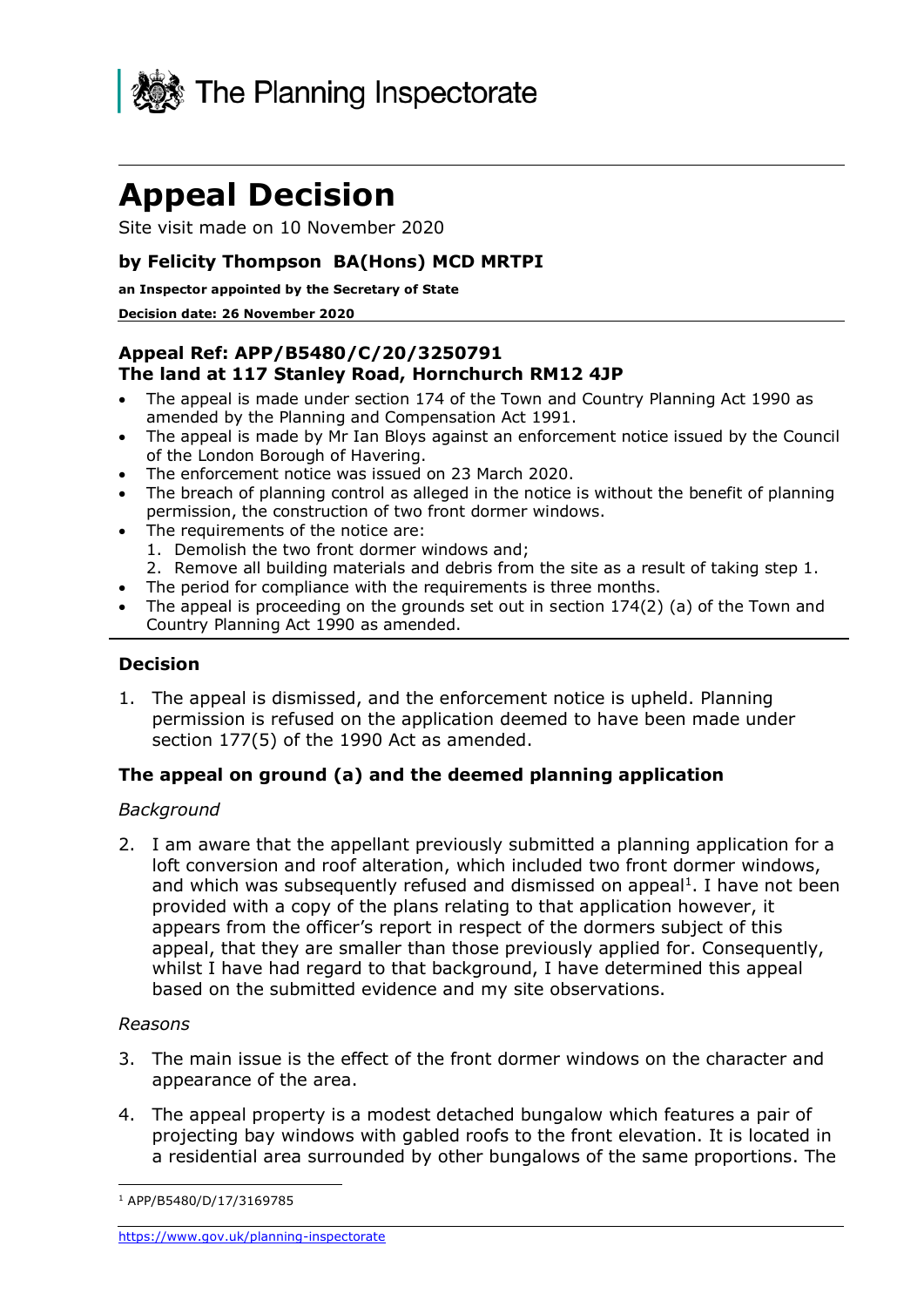The Planning Inspectorate

# Appeal Decision

Site visit made on 10 November 2020

**by Felicity Thompson BA(Hons) MCD MRTPI**

**an Inspector appointed by the Secretary of State**

**Decision date: 26 November 2020**

**Appeal Ref: APP/B5480/C/20/3250791**
**The land at 117 Stanley Road, Hornchurch RM12 4JP**

- The appeal is made under section 174 of the Town and Country Planning Act 1990 as amended by the Planning and Compensation Act 1991.
- The appeal is made by Mr Ian Bloys against an enforcement notice issued by the Council of the London Borough of Havering.
- The enforcement notice was issued on 23 March 2020.
- The breach of planning control as alleged in the notice is without the benefit of planning permission, the construction of two front dormer windows.
- The requirements of the notice are:
  1. Demolish the two front dormer windows and;
  2. Remove all building materials and debris from the site as a result of taking step 1.
- The period for compliance with the requirements is three months.
- The appeal is proceeding on the grounds set out in section 174(2) (a) of the Town and Country Planning Act 1990 as amended.

## Decision

1. The appeal is dismissed, and the enforcement notice is upheld. Planning permission is refused on the application deemed to have been made under section 177(5) of the 1990 Act as amended.

## The appeal on ground (a) and the deemed planning application

*Background*

2. I am aware that the appellant previously submitted a planning application for a loft conversion and roof alteration, which included two front dormer windows, and which was subsequently refused and dismissed on appeal[1]. I have not been provided with a copy of the plans relating to that application however, it appears from the officer's report in respect of the dormers subject of this appeal, that they are smaller than those previously applied for. Consequently, whilst I have had regard to that background, I have determined this appeal based on the submitted evidence and my site observations.

*Reasons*

3. The main issue is the effect of the front dormer windows on the character and appearance of the area.

4. The appeal property is a modest detached bungalow which features a pair of projecting bay windows with gabled roofs to the front elevation. It is located in a residential area surrounded by other bungalows of the same proportions. The

[1] APP/B5480/D/17/3169785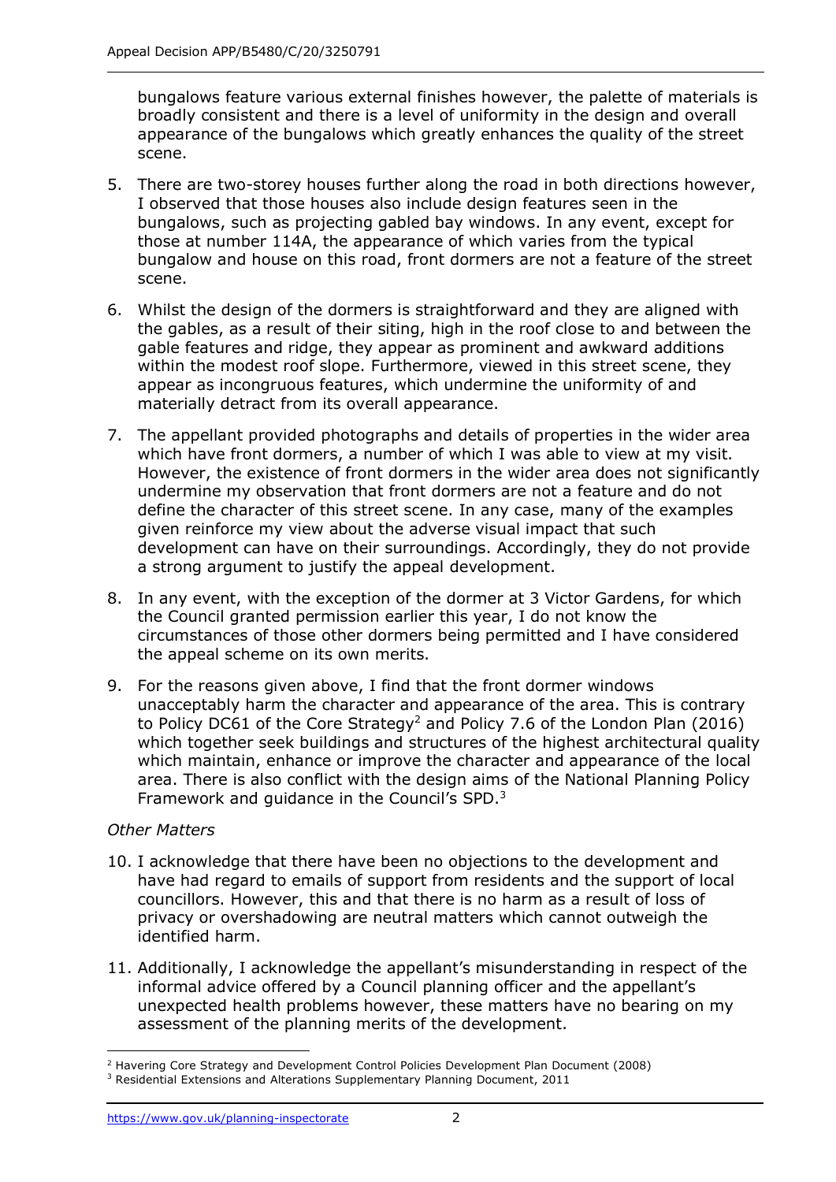bungalows feature various external finishes however, the palette of materials is broadly consistent and there is a level of uniformity in the design and overall appearance of the bungalows which greatly enhances the quality of the street scene.

5. There are two-storey houses further along the road in both directions however, I observed that those houses also include design features seen in the bungalows, such as projecting gabled bay windows. In any event, except for those at number 114A, the appearance of which varies from the typical bungalow and house on this road, front dormers are not a feature of the street scene.

6. Whilst the design of the dormers is straightforward and they are aligned with the gables, as a result of their siting, high in the roof close to and between the gable features and ridge, they appear as prominent and awkward additions within the modest roof slope. Furthermore, viewed in this street scene, they appear as incongruous features, which undermine the uniformity of and materially detract from its overall appearance.

7. The appellant provided photographs and details of properties in the wider area which have front dormers, a number of which I was able to view at my visit. However, the existence of front dormers in the wider area does not significantly undermine my observation that front dormers are not a feature and do not define the character of this street scene. In any case, many of the examples given reinforce my view about the adverse visual impact that such development can have on their surroundings. Accordingly, they do not provide a strong argument to justify the appeal development.

8. In any event, with the exception of the dormer at 3 Victor Gardens, for which the Council granted permission earlier this year, I do not know the circumstances of those other dormers being permitted and I have considered the appeal scheme on its own merits.

9. For the reasons given above, I find that the front dormer windows unacceptably harm the character and appearance of the area. This is contrary to Policy DC61 of the Core Strategy[2] and Policy 7.6 of the London Plan (2016) which together seek buildings and structures of the highest architectural quality which maintain, enhance or improve the character and appearance of the local area. There is also conflict with the design aims of the National Planning Policy Framework and guidance in the Council's SPD.[3]

*Other Matters*

10. I acknowledge that there have been no objections to the development and have had regard to emails of support from residents and the support of local councillors. However, this and that there is no harm as a result of loss of privacy or overshadowing are neutral matters which cannot outweigh the identified harm.

11. Additionally, I acknowledge the appellant's misunderstanding in respect of the informal advice offered by a Council planning officer and the appellant's unexpected health problems however, these matters have no bearing on my assessment of the planning merits of the development.

---

[2] Havering Core Strategy and Development Control Policies Development Plan Document (2008)

[3] Residential Extensions and Alterations Supplementary Planning Document, 2011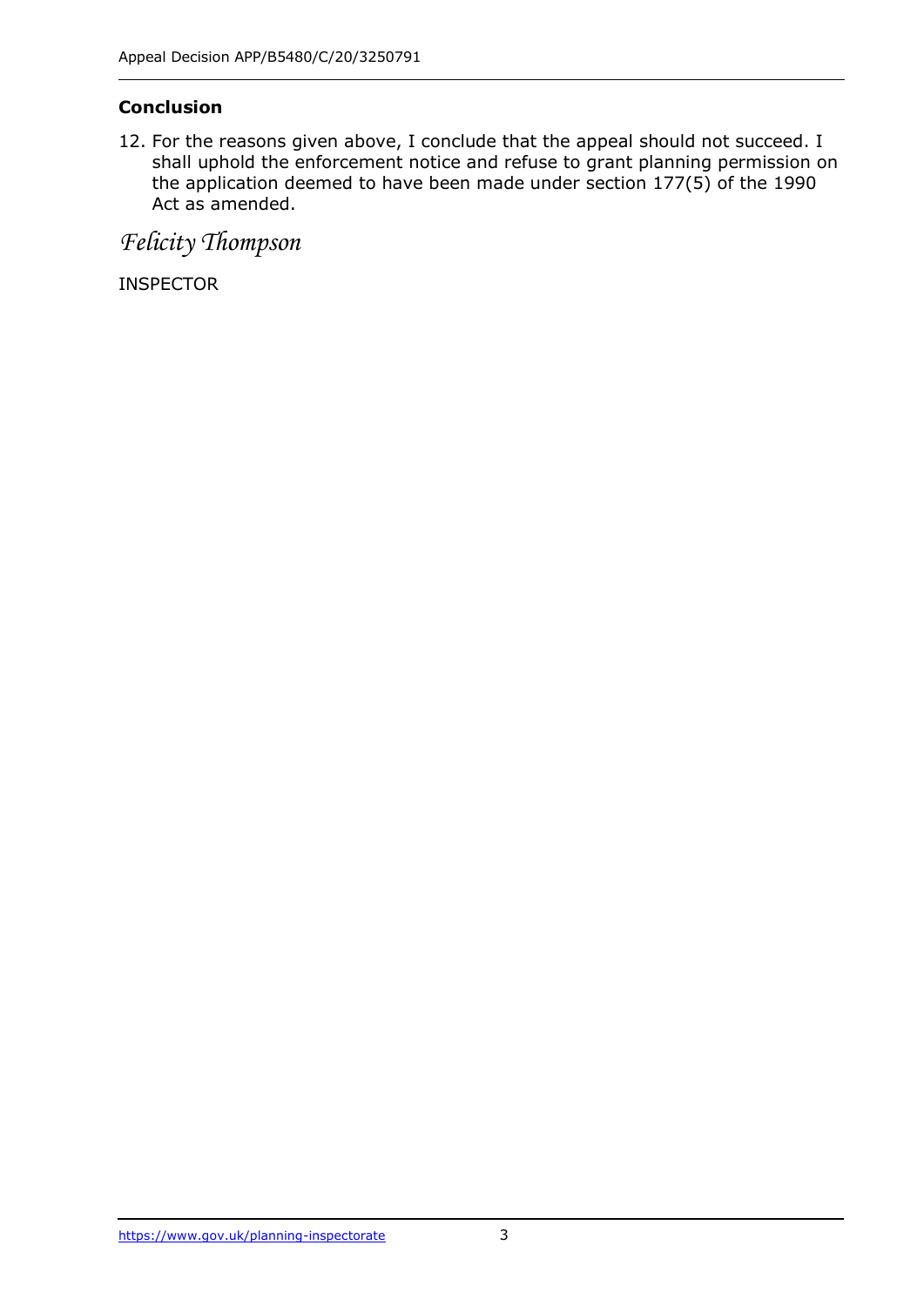### Conclusion

12. For the reasons given above, I conclude that the appeal should not succeed. I shall uphold the enforcement notice and refuse to grant planning permission on the application deemed to have been made under section 177(5) of the 1990 Act as amended.

*Felicity Thompson*

INSPECTOR